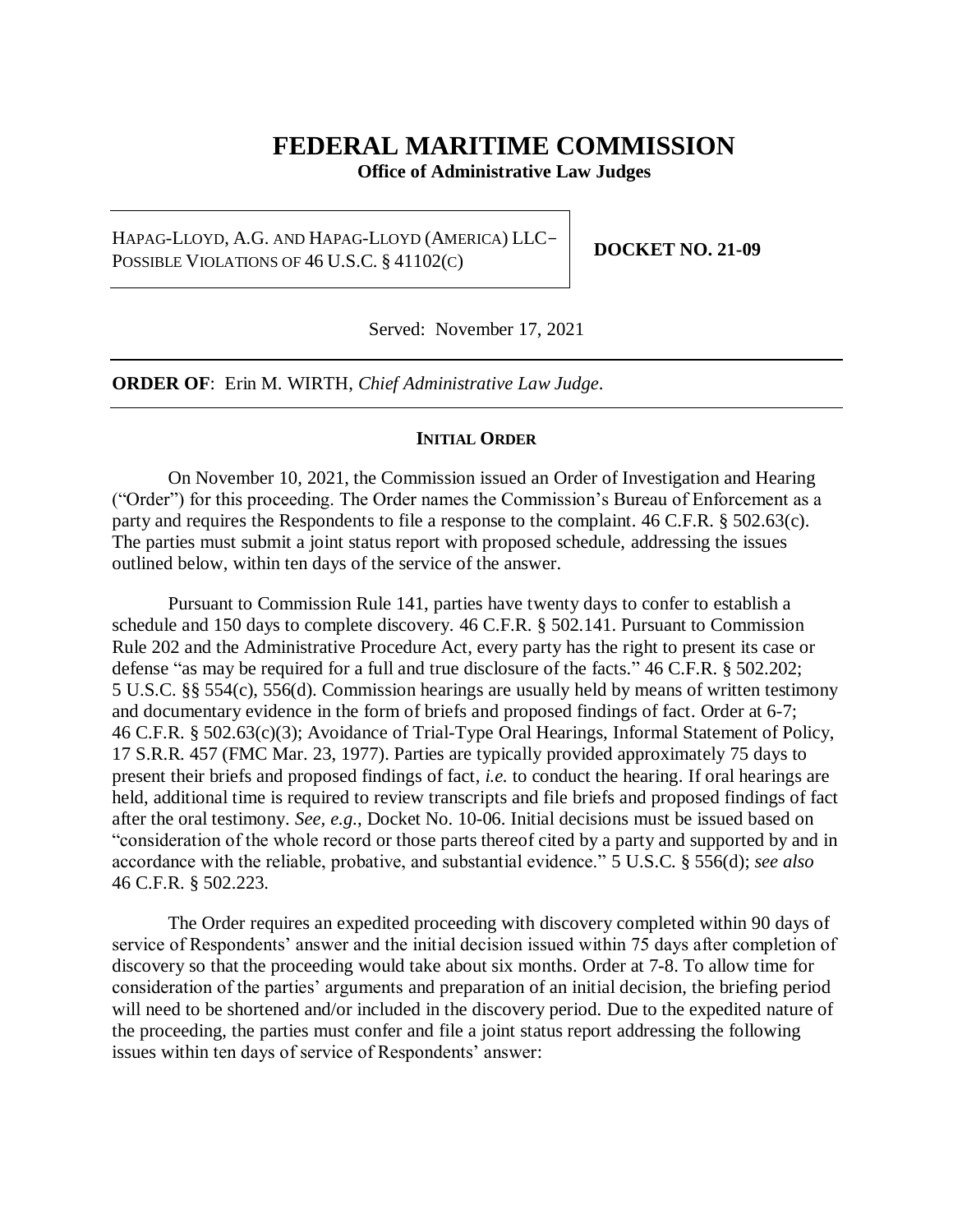# FEDERAL MARITIME COMMISSION

**Office of Administrative Law Judges**

| HAPAG-LLOYD, A.G. AND HAPAG-LLOYD (AMERICA) LLC– POSSIBLE VIOLATIONS OF 46 U.S.C. § 41102(C) | **DOCKET NO. 21-09** |
| --- | --- |

Served: November 17, 2021

---

**ORDER OF**: Erin M. WIRTH, *Chief Administrative Law Judge*.

---

**INITIAL ORDER**

On November 10, 2021, the Commission issued an Order of Investigation and Hearing ("Order") for this proceeding. The Order names the Commission's Bureau of Enforcement as a party and requires the Respondents to file a response to the complaint. 46 C.F.R. § 502.63(c). The parties must submit a joint status report with proposed schedule, addressing the issues outlined below, within ten days of the service of the answer.

Pursuant to Commission Rule 141, parties have twenty days to confer to establish a schedule and 150 days to complete discovery. 46 C.F.R. § 502.141. Pursuant to Commission Rule 202 and the Administrative Procedure Act, every party has the right to present its case or defense "as may be required for a full and true disclosure of the facts." 46 C.F.R. § 502.202; 5 U.S.C. §§ 554(c), 556(d). Commission hearings are usually held by means of written testimony and documentary evidence in the form of briefs and proposed findings of fact. Order at 6-7; 46 C.F.R. § 502.63(c)(3); Avoidance of Trial-Type Oral Hearings, Informal Statement of Policy, 17 S.R.R. 457 (FMC Mar. 23, 1977). Parties are typically provided approximately 75 days to present their briefs and proposed findings of fact, *i.e.* to conduct the hearing. If oral hearings are held, additional time is required to review transcripts and file briefs and proposed findings of fact after the oral testimony. *See, e.g.*, Docket No. 10-06. Initial decisions must be issued based on "consideration of the whole record or those parts thereof cited by a party and supported by and in accordance with the reliable, probative, and substantial evidence." 5 U.S.C. § 556(d); *see also* 46 C.F.R. § 502.223.

The Order requires an expedited proceeding with discovery completed within 90 days of service of Respondents' answer and the initial decision issued within 75 days after completion of discovery so that the proceeding would take about six months. Order at 7-8. To allow time for consideration of the parties' arguments and preparation of an initial decision, the briefing period will need to be shortened and/or included in the discovery period. Due to the expedited nature of the proceeding, the parties must confer and file a joint status report addressing the following issues within ten days of service of Respondents' answer: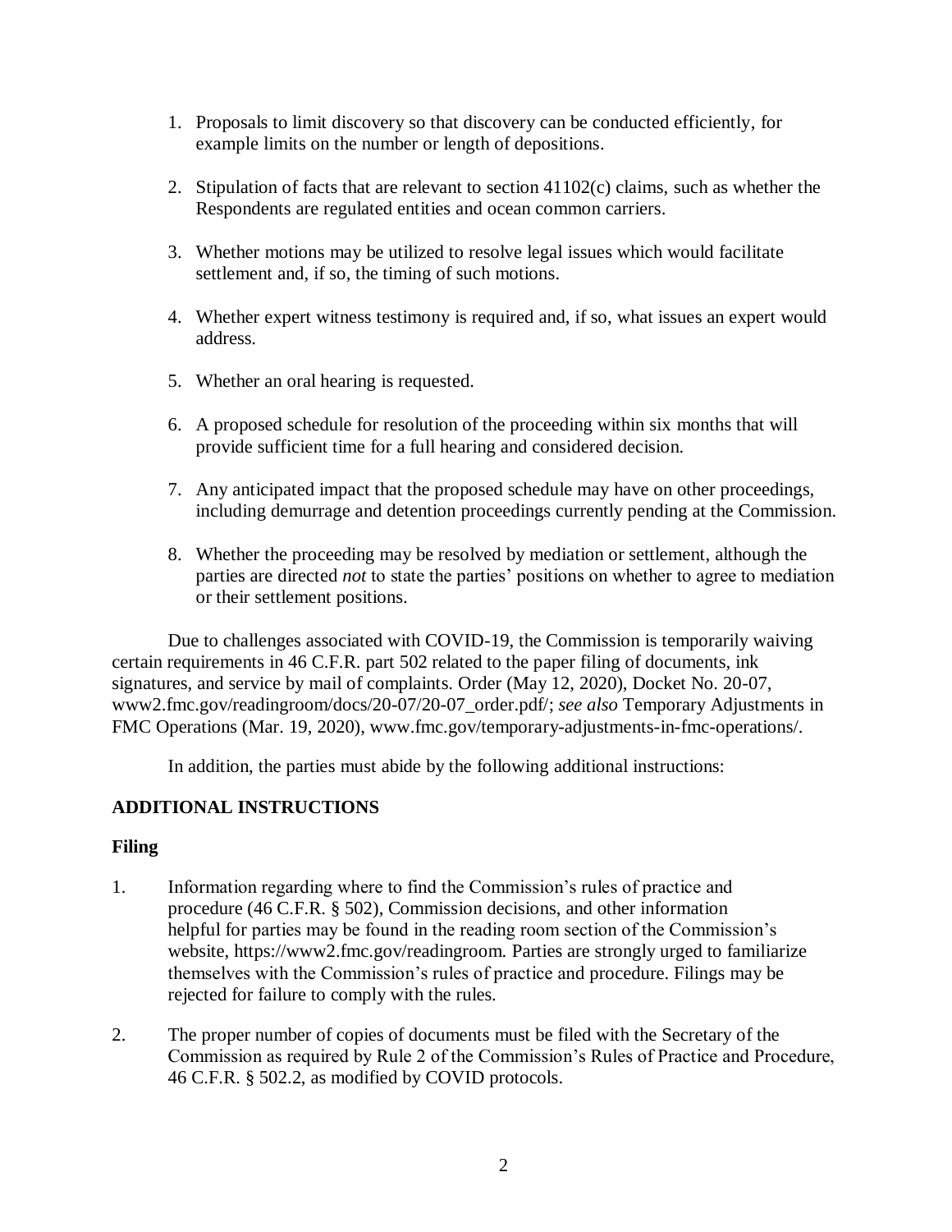1. Proposals to limit discovery so that discovery can be conducted efficiently, for example limits on the number or length of depositions.

2. Stipulation of facts that are relevant to section 41102(c) claims, such as whether the Respondents are regulated entities and ocean common carriers.

3. Whether motions may be utilized to resolve legal issues which would facilitate settlement and, if so, the timing of such motions.

4. Whether expert witness testimony is required and, if so, what issues an expert would address.

5. Whether an oral hearing is requested.

6. A proposed schedule for resolution of the proceeding within six months that will provide sufficient time for a full hearing and considered decision.

7. Any anticipated impact that the proposed schedule may have on other proceedings, including demurrage and detention proceedings currently pending at the Commission.

8. Whether the proceeding may be resolved by mediation or settlement, although the parties are directed *not* to state the parties' positions on whether to agree to mediation or their settlement positions.

Due to challenges associated with COVID-19, the Commission is temporarily waiving certain requirements in 46 C.F.R. part 502 related to the paper filing of documents, ink signatures, and service by mail of complaints. Order (May 12, 2020), Docket No. 20-07, www2.fmc.gov/readingroom/docs/20-07/20-07_order.pdf/; *see also* Temporary Adjustments in FMC Operations (Mar. 19, 2020), www.fmc.gov/temporary-adjustments-in-fmc-operations/.

In addition, the parties must abide by the following additional instructions:

## ADDITIONAL INSTRUCTIONS

### Filing

1. Information regarding where to find the Commission's rules of practice and procedure (46 C.F.R. § 502), Commission decisions, and other information helpful for parties may be found in the reading room section of the Commission's website, https://www2.fmc.gov/readingroom. Parties are strongly urged to familiarize themselves with the Commission's rules of practice and procedure. Filings may be rejected for failure to comply with the rules.

2. The proper number of copies of documents must be filed with the Secretary of the Commission as required by Rule 2 of the Commission's Rules of Practice and Procedure, 46 C.F.R. § 502.2, as modified by COVID protocols.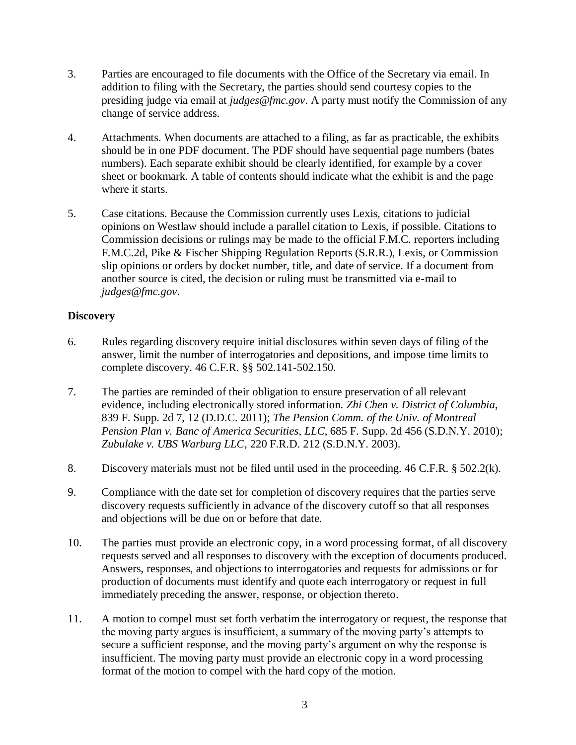3. Parties are encouraged to file documents with the Office of the Secretary via email. In addition to filing with the Secretary, the parties should send courtesy copies to the presiding judge via email at *judges@fmc.gov*. A party must notify the Commission of any change of service address.

4. Attachments. When documents are attached to a filing, as far as practicable, the exhibits should be in one PDF document. The PDF should have sequential page numbers (bates numbers). Each separate exhibit should be clearly identified, for example by a cover sheet or bookmark. A table of contents should indicate what the exhibit is and the page where it starts.

5. Case citations. Because the Commission currently uses Lexis, citations to judicial opinions on Westlaw should include a parallel citation to Lexis, if possible. Citations to Commission decisions or rulings may be made to the official F.M.C. reporters including F.M.C.2d, Pike & Fischer Shipping Regulation Reports (S.R.R.), Lexis, or Commission slip opinions or orders by docket number, title, and date of service. If a document from another source is cited, the decision or ruling must be transmitted via e-mail to *judges@fmc.gov*.

**Discovery**

6. Rules regarding discovery require initial disclosures within seven days of filing of the answer, limit the number of interrogatories and depositions, and impose time limits to complete discovery. 46 C.F.R. §§ 502.141-502.150.

7. The parties are reminded of their obligation to ensure preservation of all relevant evidence, including electronically stored information. *Zhi Chen v. District of Columbia*, 839 F. Supp. 2d 7, 12 (D.D.C. 2011); *The Pension Comm. of the Univ. of Montreal Pension Plan v. Banc of America Securities, LLC*, 685 F. Supp. 2d 456 (S.D.N.Y. 2010); *Zubulake v. UBS Warburg LLC*, 220 F.R.D. 212 (S.D.N.Y. 2003).

8. Discovery materials must not be filed until used in the proceeding. 46 C.F.R. § 502.2(k).

9. Compliance with the date set for completion of discovery requires that the parties serve discovery requests sufficiently in advance of the discovery cutoff so that all responses and objections will be due on or before that date.

10. The parties must provide an electronic copy, in a word processing format, of all discovery requests served and all responses to discovery with the exception of documents produced. Answers, responses, and objections to interrogatories and requests for admissions or for production of documents must identify and quote each interrogatory or request in full immediately preceding the answer, response, or objection thereto.

11. A motion to compel must set forth verbatim the interrogatory or request, the response that the moving party argues is insufficient, a summary of the moving party's attempts to secure a sufficient response, and the moving party's argument on why the response is insufficient. The moving party must provide an electronic copy in a word processing format of the motion to compel with the hard copy of the motion.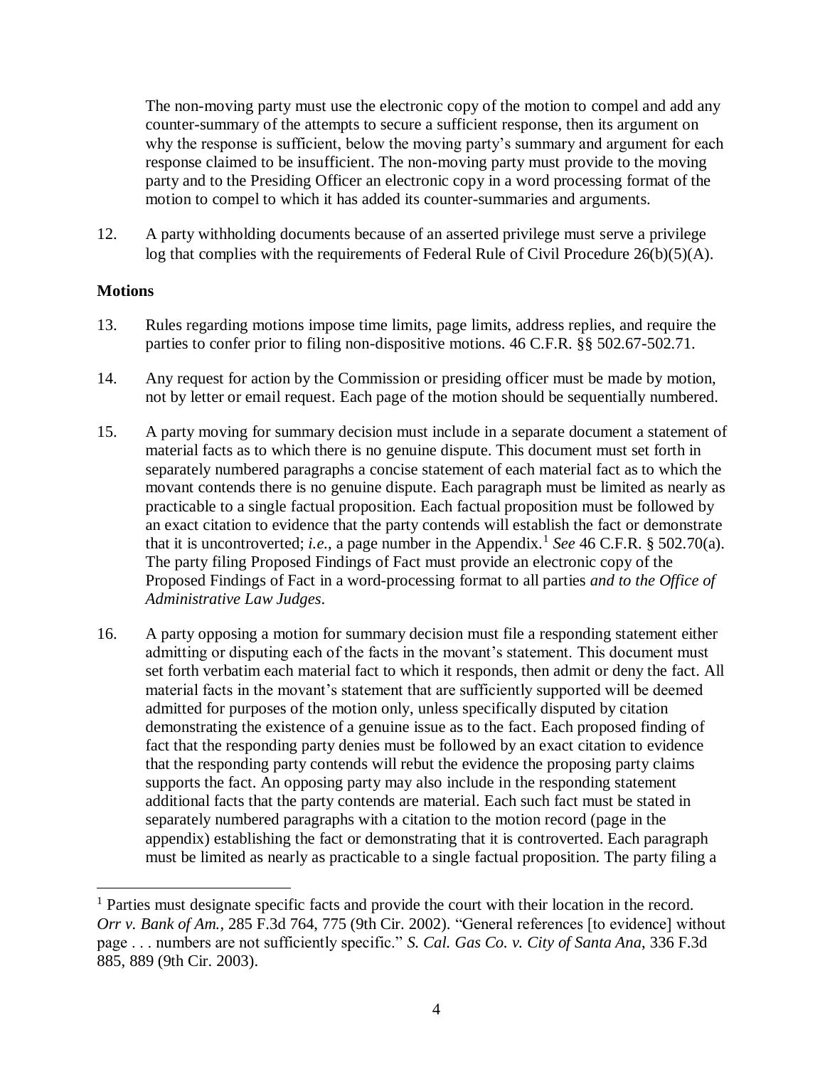The non-moving party must use the electronic copy of the motion to compel and add any counter-summary of the attempts to secure a sufficient response, then its argument on why the response is sufficient, below the moving party's summary and argument for each response claimed to be insufficient. The non-moving party must provide to the moving party and to the Presiding Officer an electronic copy in a word processing format of the motion to compel to which it has added its counter-summaries and arguments.

12. A party withholding documents because of an asserted privilege must serve a privilege log that complies with the requirements of Federal Rule of Civil Procedure 26(b)(5)(A).

**Motions**

13. Rules regarding motions impose time limits, page limits, address replies, and require the parties to confer prior to filing non-dispositive motions. 46 C.F.R. §§ 502.67-502.71.

14. Any request for action by the Commission or presiding officer must be made by motion, not by letter or email request. Each page of the motion should be sequentially numbered.

15. A party moving for summary decision must include in a separate document a statement of material facts as to which there is no genuine dispute. This document must set forth in separately numbered paragraphs a concise statement of each material fact as to which the movant contends there is no genuine dispute. Each paragraph must be limited as nearly as practicable to a single factual proposition. Each factual proposition must be followed by an exact citation to evidence that the party contends will establish the fact or demonstrate that it is uncontroverted; *i.e.*, a page number in the Appendix.[1] *See* 46 C.F.R. § 502.70(a). The party filing Proposed Findings of Fact must provide an electronic copy of the Proposed Findings of Fact in a word-processing format to all parties *and to the Office of Administrative Law Judges*.

16. A party opposing a motion for summary decision must file a responding statement either admitting or disputing each of the facts in the movant's statement. This document must set forth verbatim each material fact to which it responds, then admit or deny the fact. All material facts in the movant's statement that are sufficiently supported will be deemed admitted for purposes of the motion only, unless specifically disputed by citation demonstrating the existence of a genuine issue as to the fact. Each proposed finding of fact that the responding party denies must be followed by an exact citation to evidence that the responding party contends will rebut the evidence the proposing party claims supports the fact. An opposing party may also include in the responding statement additional facts that the party contends are material. Each such fact must be stated in separately numbered paragraphs with a citation to the motion record (page in the appendix) establishing the fact or demonstrating that it is controverted. Each paragraph must be limited as nearly as practicable to a single factual proposition. The party filing a

[1] Parties must designate specific facts and provide the court with their location in the record. *Orr v. Bank of Am.*, 285 F.3d 764, 775 (9th Cir. 2002). "General references [to evidence] without page . . . numbers are not sufficiently specific." *S. Cal. Gas Co. v. City of Santa Ana*, 336 F.3d 885, 889 (9th Cir. 2003).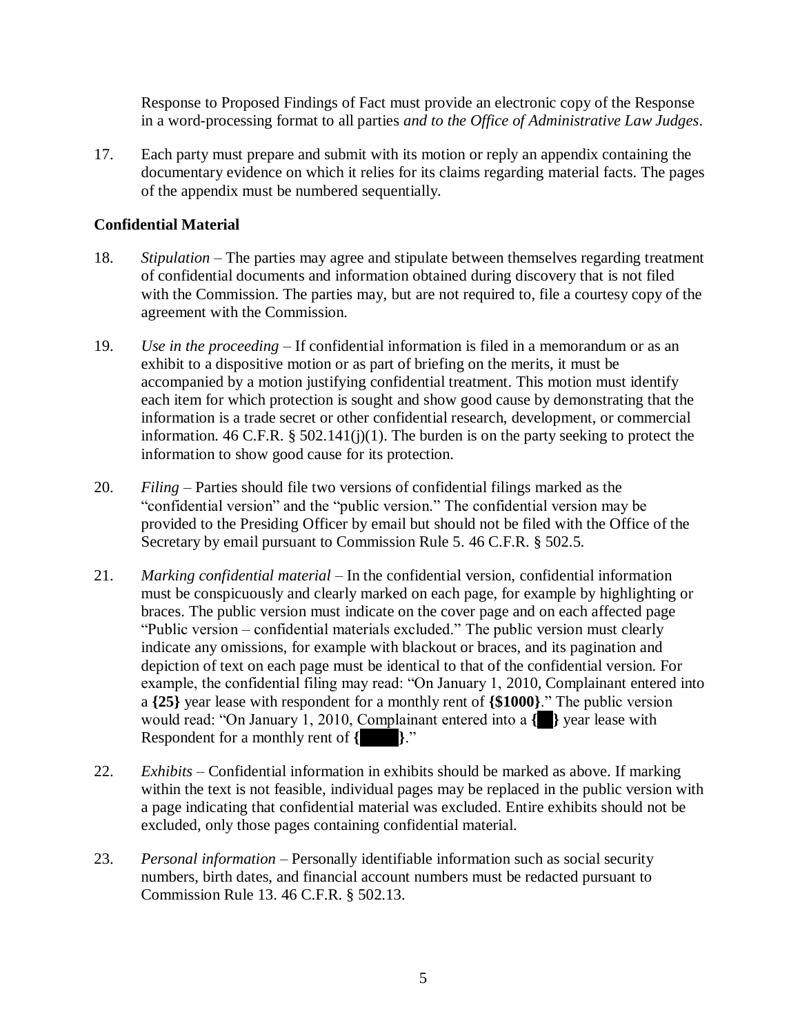Response to Proposed Findings of Fact must provide an electronic copy of the Response in a word-processing format to all parties *and to the Office of Administrative Law Judges*.

17. Each party must prepare and submit with its motion or reply an appendix containing the documentary evidence on which it relies for its claims regarding material facts. The pages of the appendix must be numbered sequentially.

**Confidential Material**

18. *Stipulation* – The parties may agree and stipulate between themselves regarding treatment of confidential documents and information obtained during discovery that is not filed with the Commission. The parties may, but are not required to, file a courtesy copy of the agreement with the Commission.

19. *Use in the proceeding* – If confidential information is filed in a memorandum or as an exhibit to a dispositive motion or as part of briefing on the merits, it must be accompanied by a motion justifying confidential treatment. This motion must identify each item for which protection is sought and show good cause by demonstrating that the information is a trade secret or other confidential research, development, or commercial information. 46 C.F.R. § 502.141(j)(1). The burden is on the party seeking to protect the information to show good cause for its protection.

20. *Filing* – Parties should file two versions of confidential filings marked as the "confidential version" and the "public version." The confidential version may be provided to the Presiding Officer by email but should not be filed with the Office of the Secretary by email pursuant to Commission Rule 5. 46 C.F.R. § 502.5.

21. *Marking confidential material* – In the confidential version, confidential information must be conspicuously and clearly marked on each page, for example by highlighting or braces. The public version must indicate on the cover page and on each affected page "Public version – confidential materials excluded." The public version must clearly indicate any omissions, for example with blackout or braces, and its pagination and depiction of text on each page must be identical to that of the confidential version. For example, the confidential filing may read: "On January 1, 2010, Complainant entered into a **{25}** year lease with respondent for a monthly rent of **{$1000}**." The public version would read: "On January 1, 2010, Complainant entered into a **{██}** year lease with Respondent for a monthly rent of **{█████}**."

22. *Exhibits* – Confidential information in exhibits should be marked as above. If marking within the text is not feasible, individual pages may be replaced in the public version with a page indicating that confidential material was excluded. Entire exhibits should not be excluded, only those pages containing confidential material.

23. *Personal information* – Personally identifiable information such as social security numbers, birth dates, and financial account numbers must be redacted pursuant to Commission Rule 13. 46 C.F.R. § 502.13.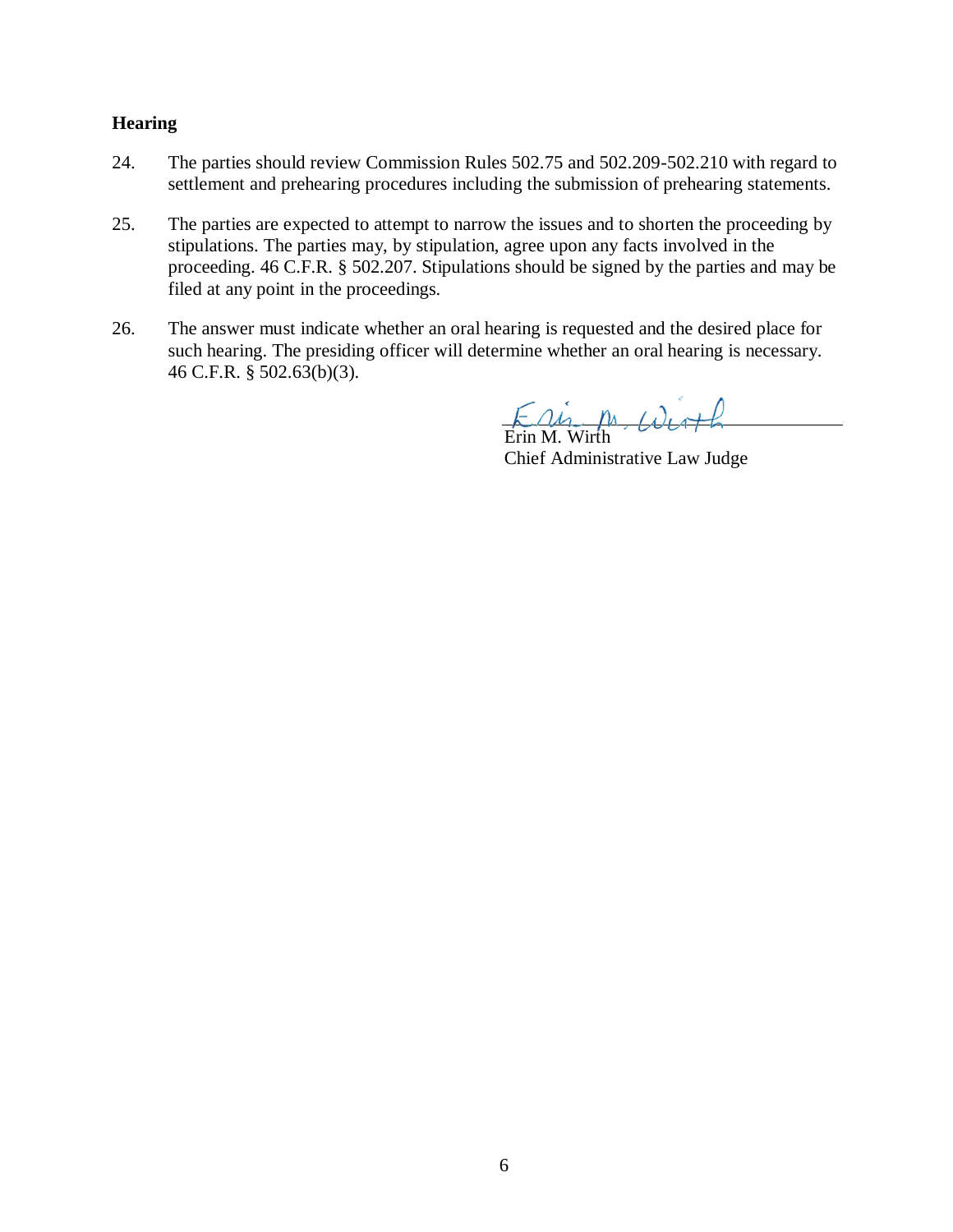**Hearing**

24. The parties should review Commission Rules 502.75 and 502.209-502.210 with regard to settlement and prehearing procedures including the submission of prehearing statements.

25. The parties are expected to attempt to narrow the issues and to shorten the proceeding by stipulations. The parties may, by stipulation, agree upon any facts involved in the proceeding. 46 C.F.R. § 502.207. Stipulations should be signed by the parties and may be filed at any point in the proceedings.

26. The answer must indicate whether an oral hearing is requested and the desired place for such hearing. The presiding officer will determine whether an oral hearing is necessary. 46 C.F.R. § 502.63(b)(3).

Erin M. Wirth
Chief Administrative Law Judge